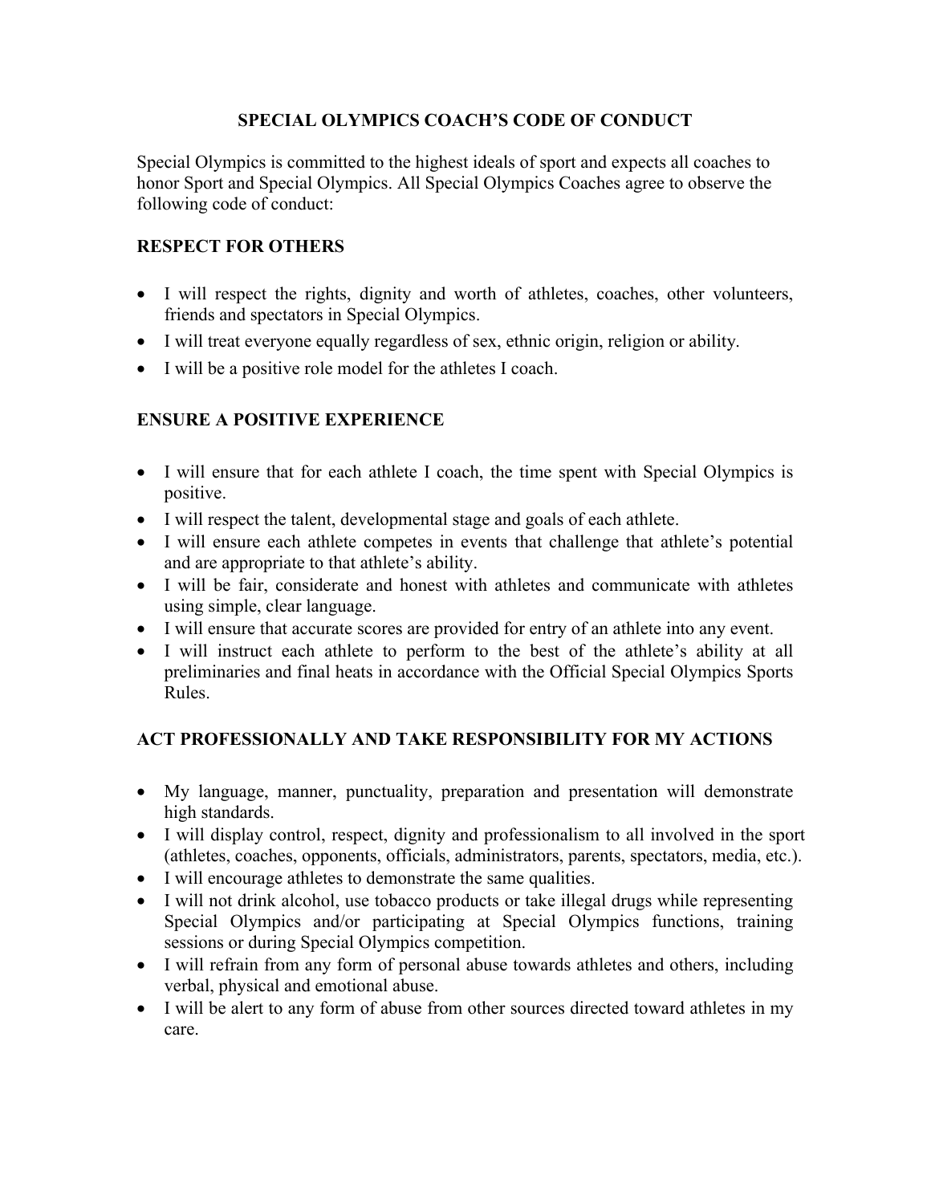# SPECIAL OLYMPICS COACH'S CODE OF CONDUCT

Special Olympics is committed to the highest ideals of sport and expects all coaches to honor Sport and Special Olympics. All Special Olympics Coaches agree to observe the following code of conduct:

## RESPECT FOR OTHERS

- I will respect the rights, dignity and worth of athletes, coaches, other volunteers, friends and spectators in Special Olympics.
- I will treat everyone equally regardless of sex, ethnic origin, religion or ability.
- I will be a positive role model for the athletes I coach.

## ENSURE A POSITIVE EXPERIENCE

- I will ensure that for each athlete I coach, the time spent with Special Olympics is positive.
- I will respect the talent, developmental stage and goals of each athlete.
- I will ensure each athlete competes in events that challenge that athlete's potential and are appropriate to that athlete's ability.
- I will be fair, considerate and honest with athletes and communicate with athletes using simple, clear language.
- I will ensure that accurate scores are provided for entry of an athlete into any event.
- I will instruct each athlete to perform to the best of the athlete's ability at all preliminaries and final heats in accordance with the Official Special Olympics Sports Rules.

## ACT PROFESSIONALLY AND TAKE RESPONSIBILITY FOR MY ACTIONS

- My language, manner, punctuality, preparation and presentation will demonstrate high standards.
- I will display control, respect, dignity and professionalism to all involved in the sport (athletes, coaches, opponents, officials, administrators, parents, spectators, media, etc.).
- I will encourage athletes to demonstrate the same qualities.
- I will not drink alcohol, use tobacco products or take illegal drugs while representing Special Olympics and/or participating at Special Olympics functions, training sessions or during Special Olympics competition.
- I will refrain from any form of personal abuse towards athletes and others, including verbal, physical and emotional abuse.
- I will be alert to any form of abuse from other sources directed toward athletes in my care.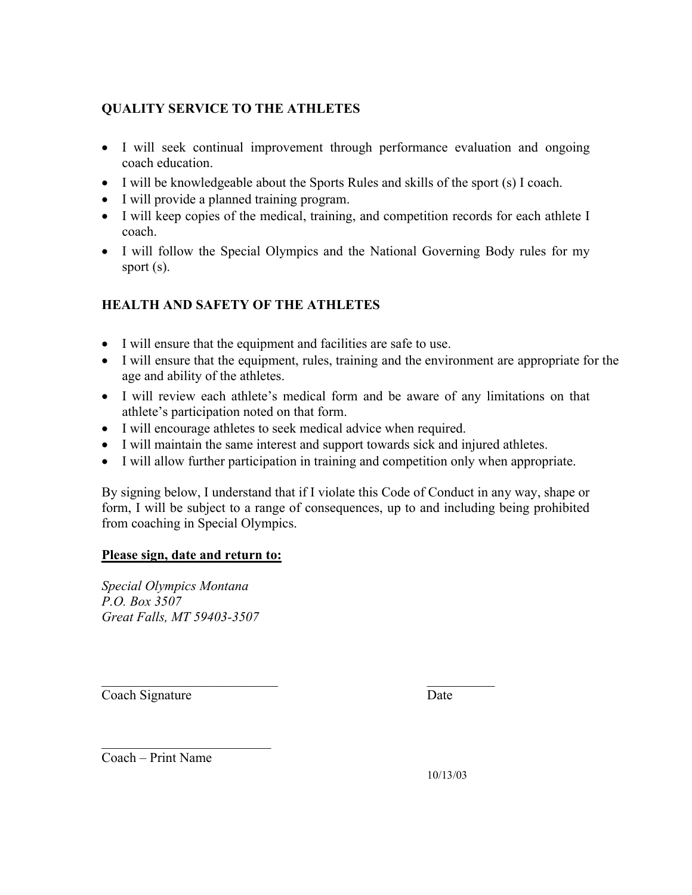## QUALITY SERVICE TO THE ATHLETES

- I will seek continual improvement through performance evaluation and ongoing coach education.
- I will be knowledgeable about the Sports Rules and skills of the sport (s) I coach.
- I will provide a planned training program.
- I will keep copies of the medical, training, and competition records for each athlete I coach.
- I will follow the Special Olympics and the National Governing Body rules for my sport (s).

## HEALTH AND SAFETY OF THE ATHLETES

- I will ensure that the equipment and facilities are safe to use.
- I will ensure that the equipment, rules, training and the environment are appropriate for the age and ability of the athletes.
- I will review each athlete's medical form and be aware of any limitations on that athlete's participation noted on that form.
- I will encourage athletes to seek medical advice when required.
- I will maintain the same interest and support towards sick and injured athletes.
- I will allow further participation in training and competition only when appropriate.

By signing below, I understand that if I violate this Code of Conduct in any way, shape or form, I will be subject to a range of consequences, up to and including being prohibited from coaching in Special Olympics.

**Please sign, date and return to:**

*Special Olympics Montana*
*P.O. Box 3507*
*Great Falls, MT 59403-3507*

___________________________ __________
Coach Signature Date

__________________________
Coach – Print Name

10/13/03